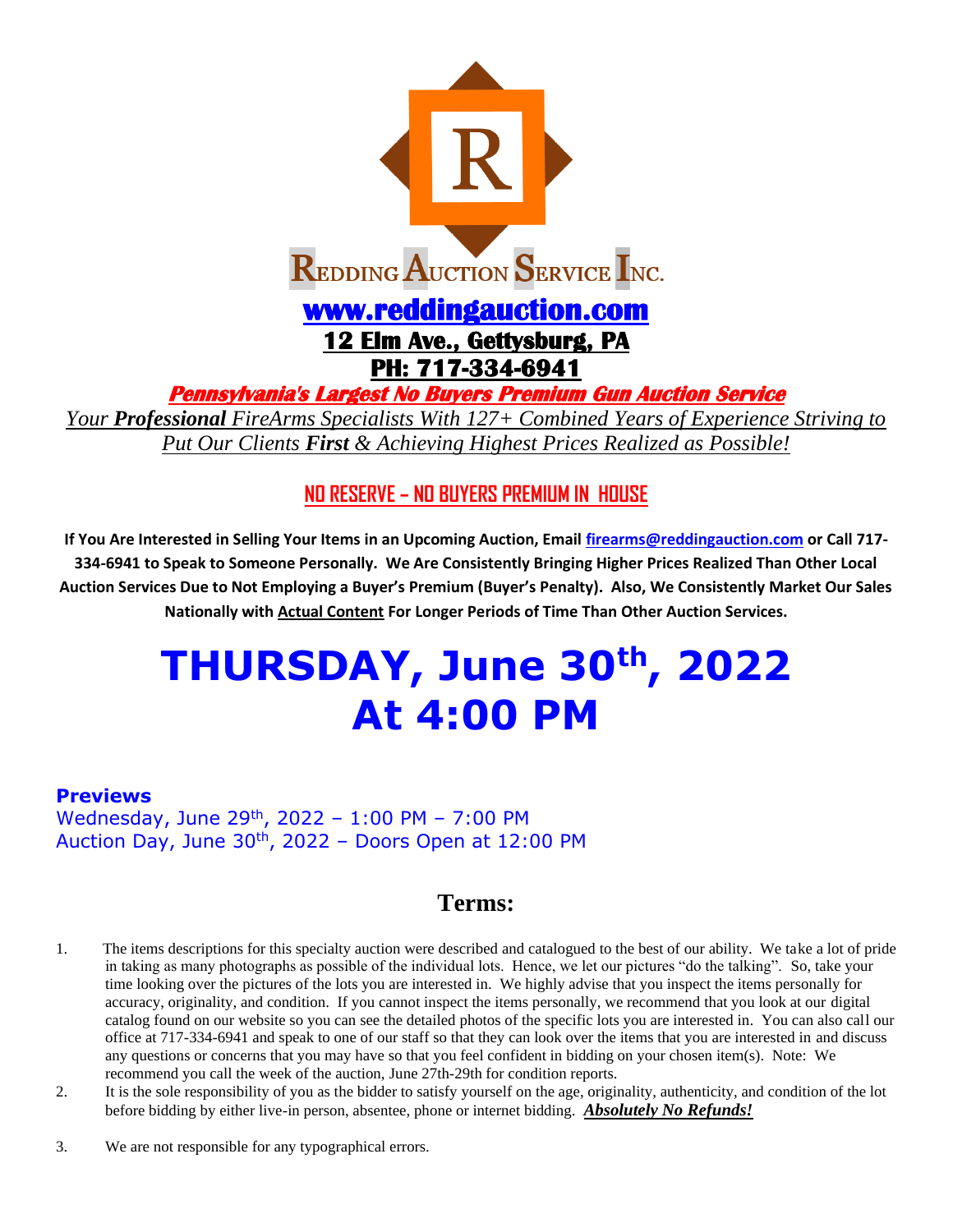# REDDING AUCTION SERVICE INC.

**www.reddingauction.com**

**12 Elm Ave., Gettysburg, PA**

**PH: 717-334-6941**

***Pennsylvania's Largest No Buyers Premium Gun Auction Service***

*Your **Professional** FireArms Specialists With 127+ Combined Years of Experience Striving to Put Our Clients **First** & Achieving Highest Prices Realized as Possible!*

**NO RESERVE – NO BUYERS PREMIUM IN HOUSE**

**If You Are Interested in Selling Your Items in an Upcoming Auction, Email firearms@reddingauction.com or Call 717-334-6941 to Speak to Someone Personally. We Are Consistently Bringing Higher Prices Realized Than Other Local Auction Services Due to Not Employing a Buyer's Premium (Buyer's Penalty). Also, We Consistently Market Our Sales Nationally with Actual Content For Longer Periods of Time Than Other Auction Services.**

# THURSDAY, June 30th, 2022 At 4:00 PM

**Previews**

Wednesday, June 29th, 2022 – 1:00 PM – 7:00 PM

Auction Day, June 30th, 2022 – Doors Open at 12:00 PM

## Terms:

1. The items descriptions for this specialty auction were described and catalogued to the best of our ability. We take a lot of pride in taking as many photographs as possible of the individual lots. Hence, we let our pictures "do the talking". So, take your time looking over the pictures of the lots you are interested in. We highly advise that you inspect the items personally for accuracy, originality, and condition. If you cannot inspect the items personally, we recommend that you look at our digital catalog found on our website so you can see the detailed photos of the specific lots you are interested in. You can also call our office at 717-334-6941 and speak to one of our staff so that they can look over the items that you are interested in and discuss any questions or concerns that you may have so that you feel confident in bidding on your chosen item(s). Note: We recommend you call the week of the auction, June 27th-29th for condition reports.
2. It is the sole responsibility of you as the bidder to satisfy yourself on the age, originality, authenticity, and condition of the lot before bidding by either live-in person, absentee, phone or internet bidding. ***Absolutely No Refunds!***
3. We are not responsible for any typographical errors.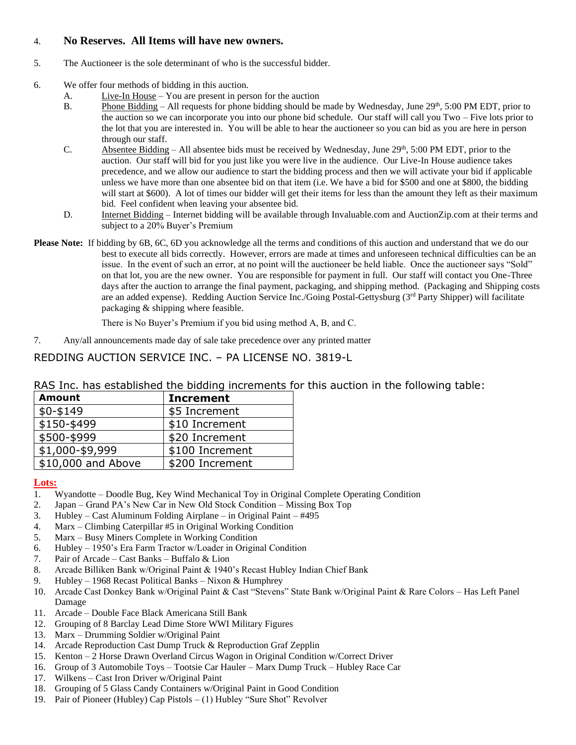4. **No Reserves. All Items will have new owners.**

5. The Auctioneer is the sole determinant of who is the successful bidder.

6. We offer four methods of bidding in this auction.
   - A. Live-In House – You are present in person for the auction
   - B. Phone Bidding – All requests for phone bidding should be made by Wednesday, June 29th, 5:00 PM EDT, prior to the auction so we can incorporate you into our phone bid schedule. Our staff will call you Two – Five lots prior to the lot that you are interested in. You will be able to hear the auctioneer so you can bid as you are here in person through our staff.
   - C. Absentee Bidding – All absentee bids must be received by Wednesday, June 29th, 5:00 PM EDT, prior to the auction. Our staff will bid for you just like you were live in the audience. Our Live-In House audience takes precedence, and we allow our audience to start the bidding process and then we will activate your bid if applicable unless we have more than one absentee bid on that item (i.e. We have a bid for $500 and one at $800, the bidding will start at $600). A lot of times our bidder will get their items for less than the amount they left as their maximum bid. Feel confident when leaving your absentee bid.
   - D. Internet Bidding – Internet bidding will be available through Invaluable.com and AuctionZip.com at their terms and subject to a 20% Buyer's Premium

**Please Note:** If bidding by 6B, 6C, 6D you acknowledge all the terms and conditions of this auction and understand that we do our best to execute all bids correctly. However, errors are made at times and unforeseen technical difficulties can be an issue. In the event of such an error, at no point will the auctioneer be held liable. Once the auctioneer says "Sold" on that lot, you are the new owner. You are responsible for payment in full. Our staff will contact you One-Three days after the auction to arrange the final payment, packaging, and shipping method. (Packaging and Shipping costs are an added expense). Redding Auction Service Inc./Going Postal-Gettysburg (3rd Party Shipper) will facilitate packaging & shipping where feasible.

There is No Buyer's Premium if you bid using method A, B, and C.

7. Any/all announcements made day of sale take precedence over any printed matter

REDDING AUCTION SERVICE INC. – PA LICENSE NO. 3819-L

RAS Inc. has established the bidding increments for this auction in the following table:

| Amount | Increment |
|---|---|
| $0-$149 | $5 Increment |
| $150-$499 | $10 Increment |
| $500-$999 | $20 Increment |
| $1,000-$9,999 | $100 Increment |
| $10,000 and Above | $200 Increment |

**Lots:**

1. Wyandotte – Doodle Bug, Key Wind Mechanical Toy in Original Complete Operating Condition
2. Japan – Grand PA's New Car in New Old Stock Condition – Missing Box Top
3. Hubley – Cast Aluminum Folding Airplane – in Original Paint – #495
4. Marx – Climbing Caterpillar #5 in Original Working Condition
5. Marx – Busy Miners Complete in Working Condition
6. Hubley – 1950's Era Farm Tractor w/Loader in Original Condition
7. Pair of Arcade – Cast Banks – Buffalo & Lion
8. Arcade Billiken Bank w/Original Paint & 1940's Recast Hubley Indian Chief Bank
9. Hubley – 1968 Recast Political Banks – Nixon & Humphrey
10. Arcade Cast Donkey Bank w/Original Paint & Cast "Stevens" State Bank w/Original Paint & Rare Colors – Has Left Panel Damage
11. Arcade – Double Face Black Americana Still Bank
12. Grouping of 8 Barclay Lead Dime Store WWI Military Figures
13. Marx – Drumming Soldier w/Original Paint
14. Arcade Reproduction Cast Dump Truck & Reproduction Graf Zepplin
15. Kenton – 2 Horse Drawn Overland Circus Wagon in Original Condition w/Correct Driver
16. Group of 3 Automobile Toys – Tootsie Car Hauler – Marx Dump Truck – Hubley Race Car
17. Wilkens – Cast Iron Driver w/Original Paint
18. Grouping of 5 Glass Candy Containers w/Original Paint in Good Condition
19. Pair of Pioneer (Hubley) Cap Pistols – (1) Hubley "Sure Shot" Revolver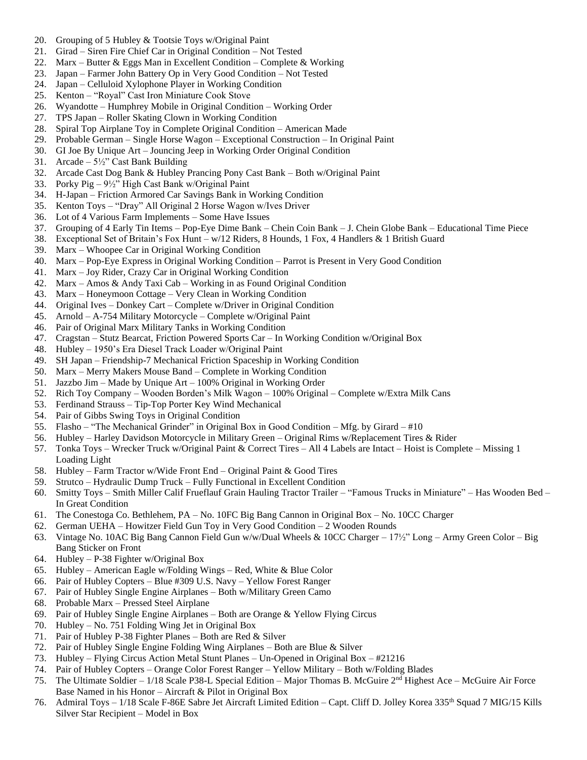20. Grouping of 5 Hubley & Tootsie Toys w/Original Paint
21. Girad – Siren Fire Chief Car in Original Condition – Not Tested
22. Marx – Butter & Eggs Man in Excellent Condition – Complete & Working
23. Japan – Farmer John Battery Op in Very Good Condition – Not Tested
24. Japan – Celluloid Xylophone Player in Working Condition
25. Kenton – "Royal" Cast Iron Miniature Cook Stove
26. Wyandotte – Humphrey Mobile in Original Condition – Working Order
27. TPS Japan – Roller Skating Clown in Working Condition
28. Spiral Top Airplane Toy in Complete Original Condition – American Made
29. Probable German – Single Horse Wagon – Exceptional Construction – In Original Paint
30. GI Joe By Unique Art – Jouncing Jeep in Working Order Original Condition
31. Arcade – 5½" Cast Bank Building
32. Arcade Cast Dog Bank & Hubley Prancing Pony Cast Bank – Both w/Original Paint
33. Porky Pig – 9½" High Cast Bank w/Original Paint
34. H-Japan – Friction Armored Car Savings Bank in Working Condition
35. Kenton Toys – "Dray" All Original 2 Horse Wagon w/Ives Driver
36. Lot of 4 Various Farm Implements – Some Have Issues
37. Grouping of 4 Early Tin Items – Pop-Eye Dime Bank – Chein Coin Bank – J. Chein Globe Bank – Educational Time Piece
38. Exceptional Set of Britain's Fox Hunt – w/12 Riders, 8 Hounds, 1 Fox, 4 Handlers & 1 British Guard
39. Marx – Whoopee Car in Original Working Condition
40. Marx – Pop-Eye Express in Original Working Condition – Parrot is Present in Very Good Condition
41. Marx – Joy Rider, Crazy Car in Original Working Condition
42. Marx – Amos & Andy Taxi Cab – Working in as Found Original Condition
43. Marx – Honeymoon Cottage – Very Clean in Working Condition
44. Original Ives – Donkey Cart – Complete w/Driver in Original Condition
45. Arnold – A-754 Military Motorcycle – Complete w/Original Paint
46. Pair of Original Marx Military Tanks in Working Condition
47. Cragstan – Stutz Bearcat, Friction Powered Sports Car – In Working Condition w/Original Box
48. Hubley – 1950's Era Diesel Track Loader w/Original Paint
49. SH Japan – Friendship-7 Mechanical Friction Spaceship in Working Condition
50. Marx – Merry Makers Mouse Band – Complete in Working Condition
51. Jazzbo Jim – Made by Unique Art – 100% Original in Working Order
52. Rich Toy Company – Wooden Borden's Milk Wagon – 100% Original – Complete w/Extra Milk Cans
53. Ferdinand Strauss – Tip-Top Porter Key Wind Mechanical
54. Pair of Gibbs Swing Toys in Original Condition
55. Flasho – "The Mechanical Grinder" in Original Box in Good Condition – Mfg. by Girard – #10
56. Hubley – Harley Davidson Motorcycle in Military Green – Original Rims w/Replacement Tires & Rider
57. Tonka Toys – Wrecker Truck w/Original Paint & Correct Tires – All 4 Labels are Intact – Hoist is Complete – Missing 1 Loading Light
58. Hubley – Farm Tractor w/Wide Front End – Original Paint & Good Tires
59. Strutco – Hydraulic Dump Truck – Fully Functional in Excellent Condition
60. Smitty Toys – Smith Miller Calif Frueflauf Grain Hauling Tractor Trailer – "Famous Trucks in Miniature" – Has Wooden Bed – In Great Condition
61. The Conestoga Co. Bethlehem, PA – No. 10FC Big Bang Cannon in Original Box – No. 10CC Charger
62. German UEHA – Howitzer Field Gun Toy in Very Good Condition – 2 Wooden Rounds
63. Vintage No. 10AC Big Bang Cannon Field Gun w/w/Dual Wheels & 10CC Charger – 17½" Long – Army Green Color – Big Bang Sticker on Front
64. Hubley – P-38 Fighter w/Original Box
65. Hubley – American Eagle w/Folding Wings – Red, White & Blue Color
66. Pair of Hubley Copters – Blue #309 U.S. Navy – Yellow Forest Ranger
67. Pair of Hubley Single Engine Airplanes – Both w/Military Green Camo
68. Probable Marx – Pressed Steel Airplane
69. Pair of Hubley Single Engine Airplanes – Both are Orange & Yellow Flying Circus
70. Hubley – No. 751 Folding Wing Jet in Original Box
71. Pair of Hubley P-38 Fighter Planes – Both are Red & Silver
72. Pair of Hubley Single Engine Folding Wing Airplanes – Both are Blue & Silver
73. Hubley – Flying Circus Action Metal Stunt Planes – Un-Opened in Original Box – #21216
74. Pair of Hubley Copters – Orange Color Forest Ranger – Yellow Military – Both w/Folding Blades
75. The Ultimate Soldier – 1/18 Scale P38-L Special Edition – Major Thomas B. McGuire 2nd Highest Ace – McGuire Air Force Base Named in his Honor – Aircraft & Pilot in Original Box
76. Admiral Toys – 1/18 Scale F-86E Sabre Jet Aircraft Limited Edition – Capt. Cliff D. Jolley Korea 335th Squad 7 MIG/15 Kills Silver Star Recipient – Model in Box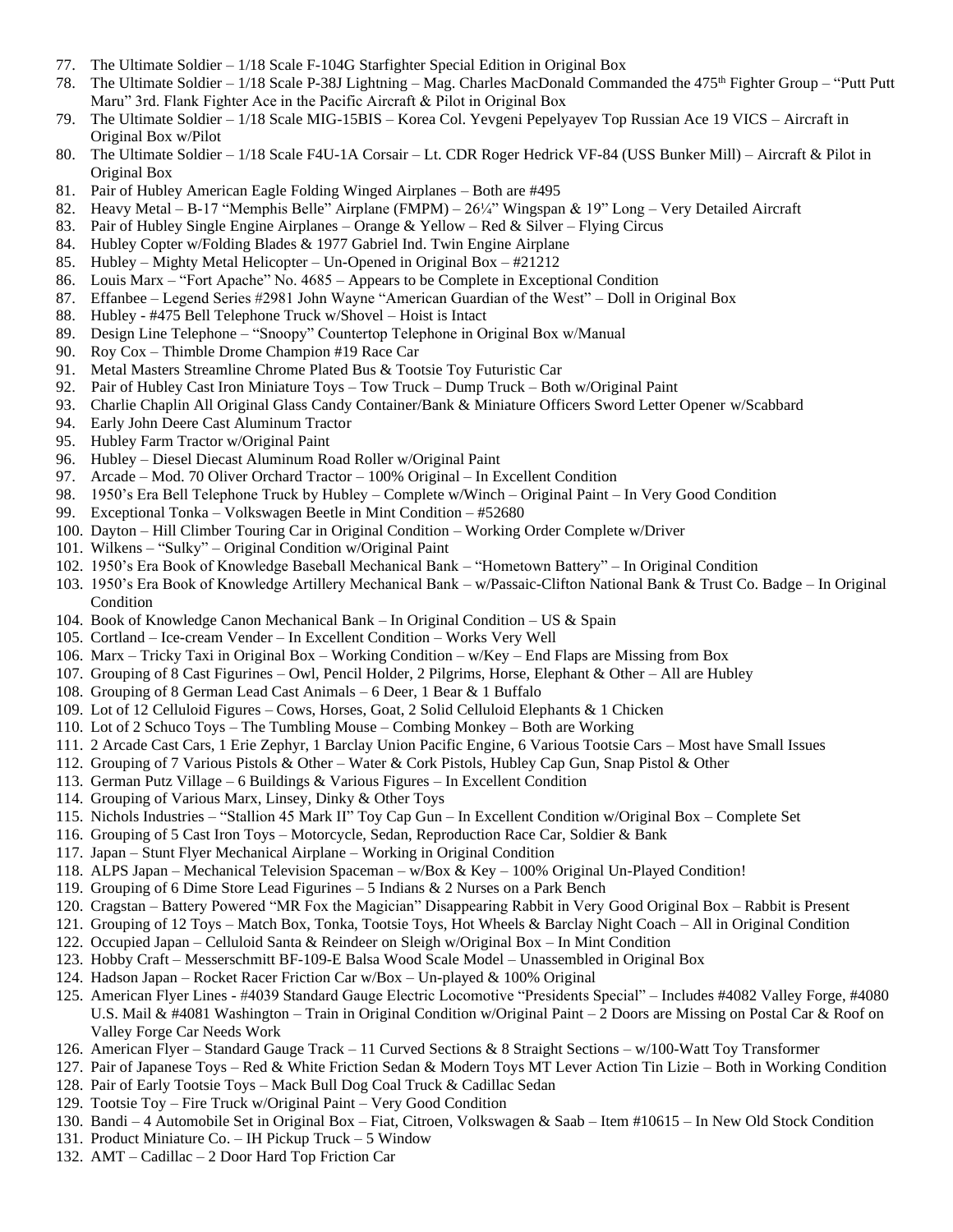77. The Ultimate Soldier – 1/18 Scale F-104G Starfighter Special Edition in Original Box
78. The Ultimate Soldier – 1/18 Scale P-38J Lightning – Mag. Charles MacDonald Commanded the 475th Fighter Group – "Putt Putt Maru" 3rd. Flank Fighter Ace in the Pacific Aircraft & Pilot in Original Box
79. The Ultimate Soldier – 1/18 Scale MIG-15BIS – Korea Col. Yevgeni Pepelyayev Top Russian Ace 19 VICS – Aircraft in Original Box w/Pilot
80. The Ultimate Soldier – 1/18 Scale F4U-1A Corsair – Lt. CDR Roger Hedrick VF-84 (USS Bunker Mill) – Aircraft & Pilot in Original Box
81. Pair of Hubley American Eagle Folding Winged Airplanes – Both are #495
82. Heavy Metal – B-17 "Memphis Belle" Airplane (FMPM) – 26¼" Wingspan & 19" Long – Very Detailed Aircraft
83. Pair of Hubley Single Engine Airplanes – Orange & Yellow – Red & Silver – Flying Circus
84. Hubley Copter w/Folding Blades & 1977 Gabriel Ind. Twin Engine Airplane
85. Hubley – Mighty Metal Helicopter – Un-Opened in Original Box – #21212
86. Louis Marx – "Fort Apache" No. 4685 – Appears to be Complete in Exceptional Condition
87. Effanbee – Legend Series #2981 John Wayne "American Guardian of the West" – Doll in Original Box
88. Hubley - #475 Bell Telephone Truck w/Shovel – Hoist is Intact
89. Design Line Telephone – "Snoopy" Countertop Telephone in Original Box w/Manual
90. Roy Cox – Thimble Drome Champion #19 Race Car
91. Metal Masters Streamline Chrome Plated Bus & Tootsie Toy Futuristic Car
92. Pair of Hubley Cast Iron Miniature Toys – Tow Truck – Dump Truck – Both w/Original Paint
93. Charlie Chaplin All Original Glass Candy Container/Bank & Miniature Officers Sword Letter Opener w/Scabbard
94. Early John Deere Cast Aluminum Tractor
95. Hubley Farm Tractor w/Original Paint
96. Hubley – Diesel Diecast Aluminum Road Roller w/Original Paint
97. Arcade – Mod. 70 Oliver Orchard Tractor – 100% Original – In Excellent Condition
98. 1950's Era Bell Telephone Truck by Hubley – Complete w/Winch – Original Paint – In Very Good Condition
99. Exceptional Tonka – Volkswagen Beetle in Mint Condition – #52680
100. Dayton – Hill Climber Touring Car in Original Condition – Working Order Complete w/Driver
101. Wilkens – "Sulky" – Original Condition w/Original Paint
102. 1950's Era Book of Knowledge Baseball Mechanical Bank – "Hometown Battery" – In Original Condition
103. 1950's Era Book of Knowledge Artillery Mechanical Bank – w/Passaic-Clifton National Bank & Trust Co. Badge – In Original Condition
104. Book of Knowledge Canon Mechanical Bank – In Original Condition – US & Spain
105. Cortland – Ice-cream Vender – In Excellent Condition – Works Very Well
106. Marx – Tricky Taxi in Original Box – Working Condition – w/Key – End Flaps are Missing from Box
107. Grouping of 8 Cast Figurines – Owl, Pencil Holder, 2 Pilgrims, Horse, Elephant & Other – All are Hubley
108. Grouping of 8 German Lead Cast Animals – 6 Deer, 1 Bear & 1 Buffalo
109. Lot of 12 Celluloid Figures – Cows, Horses, Goat, 2 Solid Celluloid Elephants & 1 Chicken
110. Lot of 2 Schuco Toys – The Tumbling Mouse – Combing Monkey – Both are Working
111. 2 Arcade Cast Cars, 1 Erie Zephyr, 1 Barclay Union Pacific Engine, 6 Various Tootsie Cars – Most have Small Issues
112. Grouping of 7 Various Pistols & Other – Water & Cork Pistols, Hubley Cap Gun, Snap Pistol & Other
113. German Putz Village – 6 Buildings & Various Figures – In Excellent Condition
114. Grouping of Various Marx, Linsey, Dinky & Other Toys
115. Nichols Industries – "Stallion 45 Mark II" Toy Cap Gun – In Excellent Condition w/Original Box – Complete Set
116. Grouping of 5 Cast Iron Toys – Motorcycle, Sedan, Reproduction Race Car, Soldier & Bank
117. Japan – Stunt Flyer Mechanical Airplane – Working in Original Condition
118. ALPS Japan – Mechanical Television Spaceman – w/Box & Key – 100% Original Un-Played Condition!
119. Grouping of 6 Dime Store Lead Figurines – 5 Indians & 2 Nurses on a Park Bench
120. Cragstan – Battery Powered "MR Fox the Magician" Disappearing Rabbit in Very Good Original Box – Rabbit is Present
121. Grouping of 12 Toys – Match Box, Tonka, Tootsie Toys, Hot Wheels & Barclay Night Coach – All in Original Condition
122. Occupied Japan – Celluloid Santa & Reindeer on Sleigh w/Original Box – In Mint Condition
123. Hobby Craft – Messerschmitt BF-109-E Balsa Wood Scale Model – Unassembled in Original Box
124. Hadson Japan – Rocket Racer Friction Car w/Box – Un-played & 100% Original
125. American Flyer Lines - #4039 Standard Gauge Electric Locomotive "Presidents Special" – Includes #4082 Valley Forge, #4080 U.S. Mail & #4081 Washington – Train in Original Condition w/Original Paint – 2 Doors are Missing on Postal Car & Roof on Valley Forge Car Needs Work
126. American Flyer – Standard Gauge Track – 11 Curved Sections & 8 Straight Sections – w/100-Watt Toy Transformer
127. Pair of Japanese Toys – Red & White Friction Sedan & Modern Toys MT Lever Action Tin Lizie – Both in Working Condition
128. Pair of Early Tootsie Toys – Mack Bull Dog Coal Truck & Cadillac Sedan
129. Tootsie Toy – Fire Truck w/Original Paint – Very Good Condition
130. Bandi – 4 Automobile Set in Original Box – Fiat, Citroen, Volkswagen & Saab – Item #10615 – In New Old Stock Condition
131. Product Miniature Co. – IH Pickup Truck – 5 Window
132. AMT – Cadillac – 2 Door Hard Top Friction Car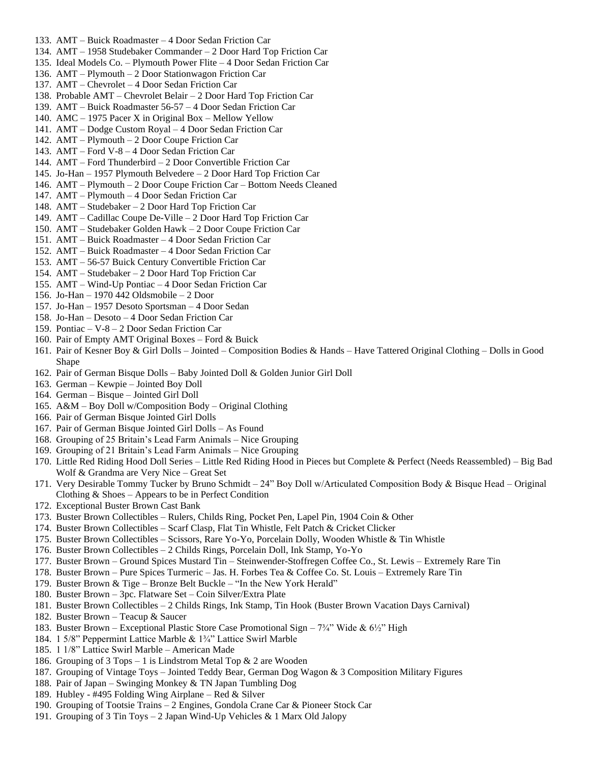133. AMT – Buick Roadmaster – 4 Door Sedan Friction Car
134. AMT – 1958 Studebaker Commander – 2 Door Hard Top Friction Car
135. Ideal Models Co. – Plymouth Power Flite – 4 Door Sedan Friction Car
136. AMT – Plymouth – 2 Door Stationwagon Friction Car
137. AMT – Chevrolet – 4 Door Sedan Friction Car
138. Probable AMT – Chevrolet Belair – 2 Door Hard Top Friction Car
139. AMT – Buick Roadmaster 56-57 – 4 Door Sedan Friction Car
140. AMC – 1975 Pacer X in Original Box – Mellow Yellow
141. AMT – Dodge Custom Royal – 4 Door Sedan Friction Car
142. AMT – Plymouth – 2 Door Coupe Friction Car
143. AMT – Ford V-8 – 4 Door Sedan Friction Car
144. AMT – Ford Thunderbird – 2 Door Convertible Friction Car
145. Jo-Han – 1957 Plymouth Belvedere – 2 Door Hard Top Friction Car
146. AMT – Plymouth – 2 Door Coupe Friction Car – Bottom Needs Cleaned
147. AMT – Plymouth – 4 Door Sedan Friction Car
148. AMT – Studebaker – 2 Door Hard Top Friction Car
149. AMT – Cadillac Coupe De-Ville – 2 Door Hard Top Friction Car
150. AMT – Studebaker Golden Hawk – 2 Door Coupe Friction Car
151. AMT – Buick Roadmaster – 4 Door Sedan Friction Car
152. AMT – Buick Roadmaster – 4 Door Sedan Friction Car
153. AMT – 56-57 Buick Century Convertible Friction Car
154. AMT – Studebaker – 2 Door Hard Top Friction Car
155. AMT – Wind-Up Pontiac – 4 Door Sedan Friction Car
156. Jo-Han – 1970 442 Oldsmobile – 2 Door
157. Jo-Han – 1957 Desoto Sportsman – 4 Door Sedan
158. Jo-Han – Desoto – 4 Door Sedan Friction Car
159. Pontiac – V-8 – 2 Door Sedan Friction Car
160. Pair of Empty AMT Original Boxes – Ford & Buick
161. Pair of Kesner Boy & Girl Dolls – Jointed – Composition Bodies & Hands – Have Tattered Original Clothing – Dolls in Good Shape
162. Pair of German Bisque Dolls – Baby Jointed Doll & Golden Junior Girl Doll
163. German – Kewpie – Jointed Boy Doll
164. German – Bisque – Jointed Girl Doll
165. A&M – Boy Doll w/Composition Body – Original Clothing
166. Pair of German Bisque Jointed Girl Dolls
167. Pair of German Bisque Jointed Girl Dolls – As Found
168. Grouping of 25 Britain's Lead Farm Animals – Nice Grouping
169. Grouping of 21 Britain's Lead Farm Animals – Nice Grouping
170. Little Red Riding Hood Doll Series – Little Red Riding Hood in Pieces but Complete & Perfect (Needs Reassembled) – Big Bad Wolf & Grandma are Very Nice – Great Set
171. Very Desirable Tommy Tucker by Bruno Schmidt – 24" Boy Doll w/Articulated Composition Body & Bisque Head – Original Clothing & Shoes – Appears to be in Perfect Condition
172. Exceptional Buster Brown Cast Bank
173. Buster Brown Collectibles – Rulers, Childs Ring, Pocket Pen, Lapel Pin, 1904 Coin & Other
174. Buster Brown Collectibles – Scarf Clasp, Flat Tin Whistle, Felt Patch & Cricket Clicker
175. Buster Brown Collectibles – Scissors, Rare Yo-Yo, Porcelain Dolly, Wooden Whistle & Tin Whistle
176. Buster Brown Collectibles – 2 Childs Rings, Porcelain Doll, Ink Stamp, Yo-Yo
177. Buster Brown – Ground Spices Mustard Tin – Steinwender-Stoffregen Coffee Co., St. Lewis – Extremely Rare Tin
178. Buster Brown – Pure Spices Turmeric – Jas. H. Forbes Tea & Coffee Co. St. Louis – Extremely Rare Tin
179. Buster Brown & Tige – Bronze Belt Buckle – "In the New York Herald"
180. Buster Brown – 3pc. Flatware Set – Coin Silver/Extra Plate
181. Buster Brown Collectibles – 2 Childs Rings, Ink Stamp, Tin Hook (Buster Brown Vacation Days Carnival)
182. Buster Brown – Teacup & Saucer
183. Buster Brown – Exceptional Plastic Store Case Promotional Sign – 7¾" Wide & 6½" High
184. 1 5/8" Peppermint Lattice Marble & 1¼" Lattice Swirl Marble
185. 1 1/8" Lattice Swirl Marble – American Made
186. Grouping of 3 Tops – 1 is Lindstrom Metal Top & 2 are Wooden
187. Grouping of Vintage Toys – Jointed Teddy Bear, German Dog Wagon & 3 Composition Military Figures
188. Pair of Japan – Swinging Monkey & TN Japan Tumbling Dog
189. Hubley - #495 Folding Wing Airplane – Red & Silver
190. Grouping of Tootsie Trains – 2 Engines, Gondola Crane Car & Pioneer Stock Car
191. Grouping of 3 Tin Toys – 2 Japan Wind-Up Vehicles & 1 Marx Old Jalopy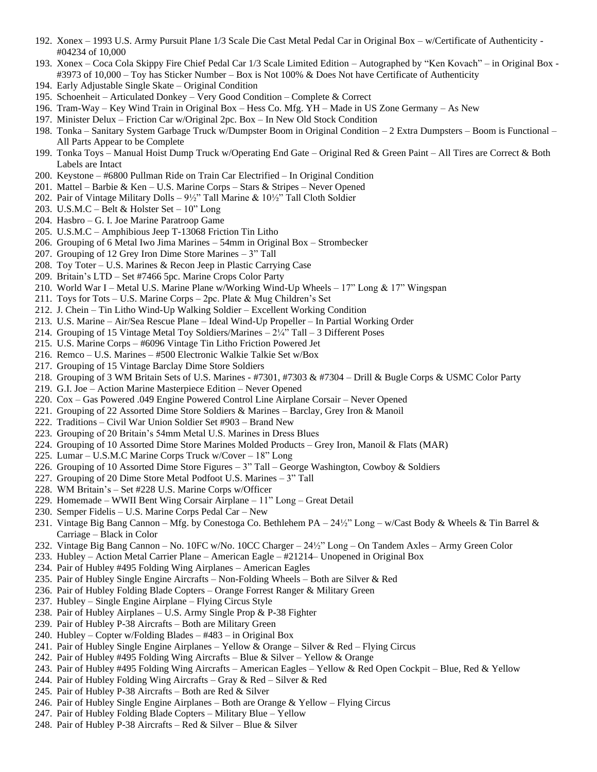192. Xonex – 1993 U.S. Army Pursuit Plane 1/3 Scale Die Cast Metal Pedal Car in Original Box – w/Certificate of Authenticity - #04234 of 10,000
193. Xonex – Coca Cola Skippy Fire Chief Pedal Car 1/3 Scale Limited Edition – Autographed by "Ken Kovach" – in Original Box - #3973 of 10,000 – Toy has Sticker Number – Box is Not 100% & Does Not have Certificate of Authenticity
194. Early Adjustable Single Skate – Original Condition
195. Schoenheit – Articulated Donkey – Very Good Condition – Complete & Correct
196. Tram-Way – Key Wind Train in Original Box – Hess Co. Mfg. YH – Made in US Zone Germany – As New
197. Minister Delux – Friction Car w/Original 2pc. Box – In New Old Stock Condition
198. Tonka – Sanitary System Garbage Truck w/Dumpster Boom in Original Condition – 2 Extra Dumpsters – Boom is Functional – All Parts Appear to be Complete
199. Tonka Toys – Manual Hoist Dump Truck w/Operating End Gate – Original Red & Green Paint – All Tires are Correct & Both Labels are Intact
200. Keystone – #6800 Pullman Ride on Train Car Electrified – In Original Condition
201. Mattel – Barbie & Ken – U.S. Marine Corps – Stars & Stripes – Never Opened
202. Pair of Vintage Military Dolls – 9½" Tall Marine & 10½" Tall Cloth Soldier
203. U.S.M.C – Belt & Holster Set – 10" Long
204. Hasbro – G. I. Joe Marine Paratroop Game
205. U.S.M.C – Amphibious Jeep T-13068 Friction Tin Litho
206. Grouping of 6 Metal Iwo Jima Marines – 54mm in Original Box – Strombecker
207. Grouping of 12 Grey Iron Dime Store Marines – 3" Tall
208. Toy Toter – U.S. Marines & Recon Jeep in Plastic Carrying Case
209. Britain's LTD – Set #7466 5pc. Marine Crops Color Party
210. World War I – Metal U.S. Marine Plane w/Working Wind-Up Wheels – 17" Long & 17" Wingspan
211. Toys for Tots – U.S. Marine Corps – 2pc. Plate & Mug Children's Set
212. J. Chein – Tin Litho Wind-Up Walking Soldier – Excellent Working Condition
213. U.S. Marine – Air/Sea Rescue Plane – Ideal Wind-Up Propeller – In Partial Working Order
214. Grouping of 15 Vintage Metal Toy Soldiers/Marines – 2¼" Tall – 3 Different Poses
215. U.S. Marine Corps – #6096 Vintage Tin Litho Friction Powered Jet
216. Remco – U.S. Marines – #500 Electronic Walkie Talkie Set w/Box
217. Grouping of 15 Vintage Barclay Dime Store Soldiers
218. Grouping of 3 WM Britain Sets of U.S. Marines - #7301, #7303 & #7304 – Drill & Bugle Corps & USMC Color Party
219. G.I. Joe – Action Marine Masterpiece Edition – Never Opened
220. Cox – Gas Powered .049 Engine Powered Control Line Airplane Corsair – Never Opened
221. Grouping of 22 Assorted Dime Store Soldiers & Marines – Barclay, Grey Iron & Manoil
222. Traditions – Civil War Union Soldier Set #903 – Brand New
223. Grouping of 20 Britain's 54mm Metal U.S. Marines in Dress Blues
224. Grouping of 10 Assorted Dime Store Marines Molded Products – Grey Iron, Manoil & Flats (MAR)
225. Lumar – U.S.M.C Marine Corps Truck w/Cover – 18" Long
226. Grouping of 10 Assorted Dime Store Figures – 3" Tall – George Washington, Cowboy & Soldiers
227. Grouping of 20 Dime Store Metal Podfoot U.S. Marines – 3" Tall
228. WM Britain's – Set #228 U.S. Marine Corps w/Officer
229. Homemade – WWII Bent Wing Corsair Airplane – 11" Long – Great Detail
230. Semper Fidelis – U.S. Marine Corps Pedal Car – New
231. Vintage Big Bang Cannon – Mfg. by Conestoga Co. Bethlehem PA – 24½" Long – w/Cast Body & Wheels & Tin Barrel & Carriage – Black in Color
232. Vintage Big Bang Cannon – No. 10FC w/No. 10CC Charger – 24½" Long – On Tandem Axles – Army Green Color
233. Hubley – Action Metal Carrier Plane – American Eagle – #21214– Unopened in Original Box
234. Pair of Hubley #495 Folding Wing Airplanes – American Eagles
235. Pair of Hubley Single Engine Aircrafts – Non-Folding Wheels – Both are Silver & Red
236. Pair of Hubley Folding Blade Copters – Orange Forrest Ranger & Military Green
237. Hubley – Single Engine Airplane – Flying Circus Style
238. Pair of Hubley Airplanes – U.S. Army Single Prop & P-38 Fighter
239. Pair of Hubley P-38 Aircrafts – Both are Military Green
240. Hubley – Copter w/Folding Blades – #483 – in Original Box
241. Pair of Hubley Single Engine Airplanes – Yellow & Orange – Silver & Red – Flying Circus
242. Pair of Hubley #495 Folding Wing Aircrafts – Blue & Silver – Yellow & Orange
243. Pair of Hubley #495 Folding Wing Aircrafts – American Eagles – Yellow & Red Open Cockpit – Blue, Red & Yellow
244. Pair of Hubley Folding Wing Aircrafts – Gray & Red – Silver & Red
245. Pair of Hubley P-38 Aircrafts – Both are Red & Silver
246. Pair of Hubley Single Engine Airplanes – Both are Orange & Yellow – Flying Circus
247. Pair of Hubley Folding Blade Copters – Military Blue – Yellow
248. Pair of Hubley P-38 Aircrafts – Red & Silver – Blue & Silver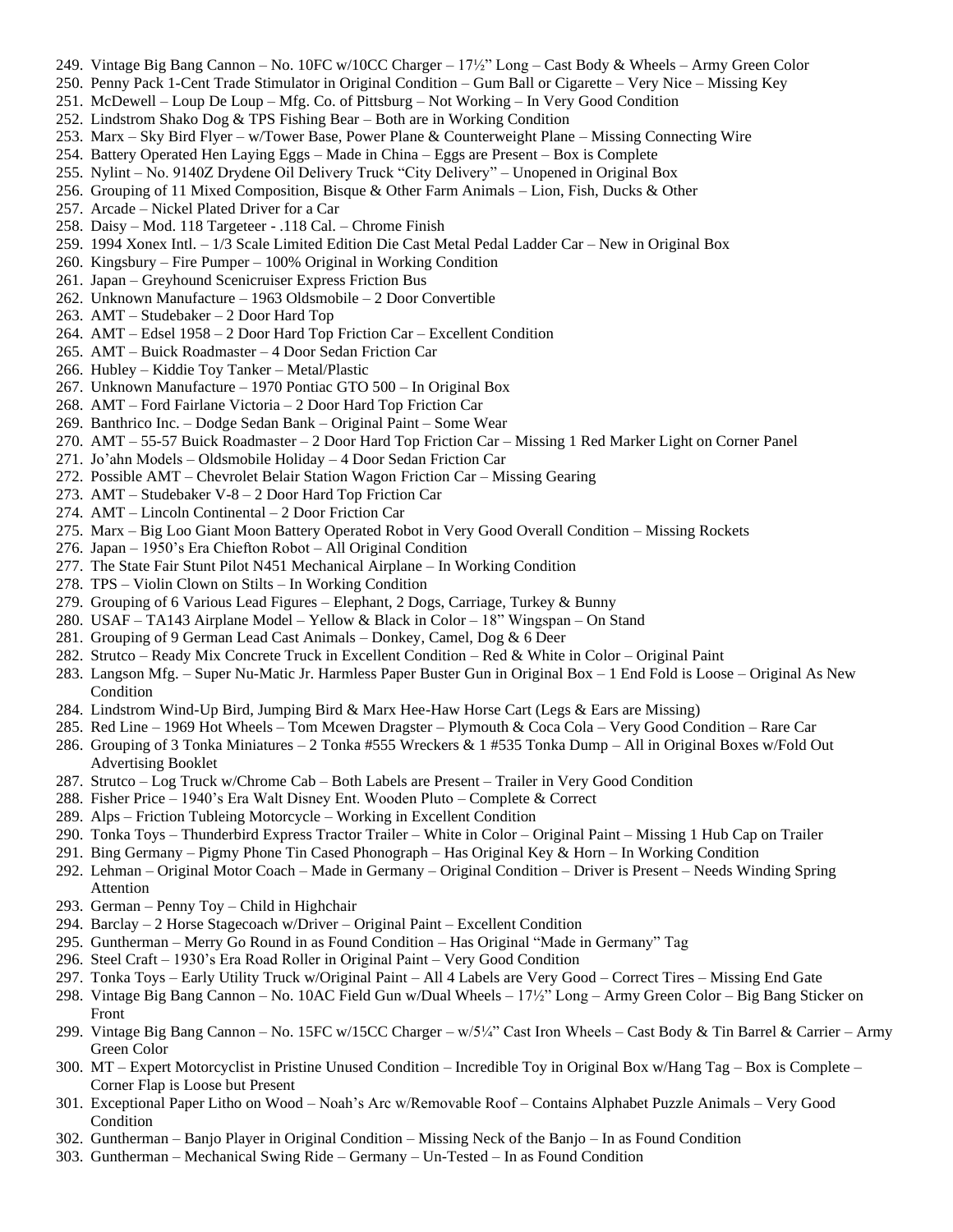249. Vintage Big Bang Cannon – No. 10FC w/10CC Charger – 17½" Long – Cast Body & Wheels – Army Green Color
250. Penny Pack 1-Cent Trade Stimulator in Original Condition – Gum Ball or Cigarette – Very Nice – Missing Key
251. McDewell – Loup De Loup – Mfg. Co. of Pittsburg – Not Working – In Very Good Condition
252. Lindstrom Shako Dog & TPS Fishing Bear – Both are in Working Condition
253. Marx – Sky Bird Flyer – w/Tower Base, Power Plane & Counterweight Plane – Missing Connecting Wire
254. Battery Operated Hen Laying Eggs – Made in China – Eggs are Present – Box is Complete
255. Nylint – No. 9140Z Drydene Oil Delivery Truck "City Delivery" – Unopened in Original Box
256. Grouping of 11 Mixed Composition, Bisque & Other Farm Animals – Lion, Fish, Ducks & Other
257. Arcade – Nickel Plated Driver for a Car
258. Daisy – Mod. 118 Targeteer - .118 Cal. – Chrome Finish
259. 1994 Xonex Intl. – 1/3 Scale Limited Edition Die Cast Metal Pedal Ladder Car – New in Original Box
260. Kingsbury – Fire Pumper – 100% Original in Working Condition
261. Japan – Greyhound Scenicruiser Express Friction Bus
262. Unknown Manufacture – 1963 Oldsmobile – 2 Door Convertible
263. AMT – Studebaker – 2 Door Hard Top
264. AMT – Edsel 1958 – 2 Door Hard Top Friction Car – Excellent Condition
265. AMT – Buick Roadmaster – 4 Door Sedan Friction Car
266. Hubley – Kiddie Toy Tanker – Metal/Plastic
267. Unknown Manufacture – 1970 Pontiac GTO 500 – In Original Box
268. AMT – Ford Fairlane Victoria – 2 Door Hard Top Friction Car
269. Banthrico Inc. – Dodge Sedan Bank – Original Paint – Some Wear
270. AMT – 55-57 Buick Roadmaster – 2 Door Hard Top Friction Car – Missing 1 Red Marker Light on Corner Panel
271. Jo'ahn Models – Oldsmobile Holiday – 4 Door Sedan Friction Car
272. Possible AMT – Chevrolet Belair Station Wagon Friction Car – Missing Gearing
273. AMT – Studebaker V-8 – 2 Door Hard Top Friction Car
274. AMT – Lincoln Continental – 2 Door Friction Car
275. Marx – Big Loo Giant Moon Battery Operated Robot in Very Good Overall Condition – Missing Rockets
276. Japan – 1950's Era Chiefton Robot – All Original Condition
277. The State Fair Stunt Pilot N451 Mechanical Airplane – In Working Condition
278. TPS – Violin Clown on Stilts – In Working Condition
279. Grouping of 6 Various Lead Figures – Elephant, 2 Dogs, Carriage, Turkey & Bunny
280. USAF – TA143 Airplane Model – Yellow & Black in Color – 18" Wingspan – On Stand
281. Grouping of 9 German Lead Cast Animals – Donkey, Camel, Dog & 6 Deer
282. Strutco – Ready Mix Concrete Truck in Excellent Condition – Red & White in Color – Original Paint
283. Langson Mfg. – Super Nu-Matic Jr. Harmless Paper Buster Gun in Original Box – 1 End Fold is Loose – Original As New Condition
284. Lindstrom Wind-Up Bird, Jumping Bird & Marx Hee-Haw Horse Cart (Legs & Ears are Missing)
285. Red Line – 1969 Hot Wheels – Tom Mcewen Dragster – Plymouth & Coca Cola – Very Good Condition – Rare Car
286. Grouping of 3 Tonka Miniatures – 2 Tonka #555 Wreckers & 1 #535 Tonka Dump – All in Original Boxes w/Fold Out Advertising Booklet
287. Strutco – Log Truck w/Chrome Cab – Both Labels are Present – Trailer in Very Good Condition
288. Fisher Price – 1940's Era Walt Disney Ent. Wooden Pluto – Complete & Correct
289. Alps – Friction Tubleing Motorcycle – Working in Excellent Condition
290. Tonka Toys – Thunderbird Express Tractor Trailer – White in Color – Original Paint – Missing 1 Hub Cap on Trailer
291. Bing Germany – Pigmy Phone Tin Cased Phonograph – Has Original Key & Horn – In Working Condition
292. Lehman – Original Motor Coach – Made in Germany – Original Condition – Driver is Present – Needs Winding Spring Attention
293. German – Penny Toy – Child in Highchair
294. Barclay – 2 Horse Stagecoach w/Driver – Original Paint – Excellent Condition
295. Guntherman – Merry Go Round in as Found Condition – Has Original "Made in Germany" Tag
296. Steel Craft – 1930's Era Road Roller in Original Paint – Very Good Condition
297. Tonka Toys – Early Utility Truck w/Original Paint – All 4 Labels are Very Good – Correct Tires – Missing End Gate
298. Vintage Big Bang Cannon – No. 10AC Field Gun w/Dual Wheels – 17½" Long – Army Green Color – Big Bang Sticker on Front
299. Vintage Big Bang Cannon – No. 15FC w/15CC Charger – w/5¼" Cast Iron Wheels – Cast Body & Tin Barrel & Carrier – Army Green Color
300. MT – Expert Motorcyclist in Pristine Unused Condition – Incredible Toy in Original Box w/Hang Tag – Box is Complete – Corner Flap is Loose but Present
301. Exceptional Paper Litho on Wood – Noah's Arc w/Removable Roof – Contains Alphabet Puzzle Animals – Very Good Condition
302. Guntherman – Banjo Player in Original Condition – Missing Neck of the Banjo – In as Found Condition
303. Guntherman – Mechanical Swing Ride – Germany – Un-Tested – In as Found Condition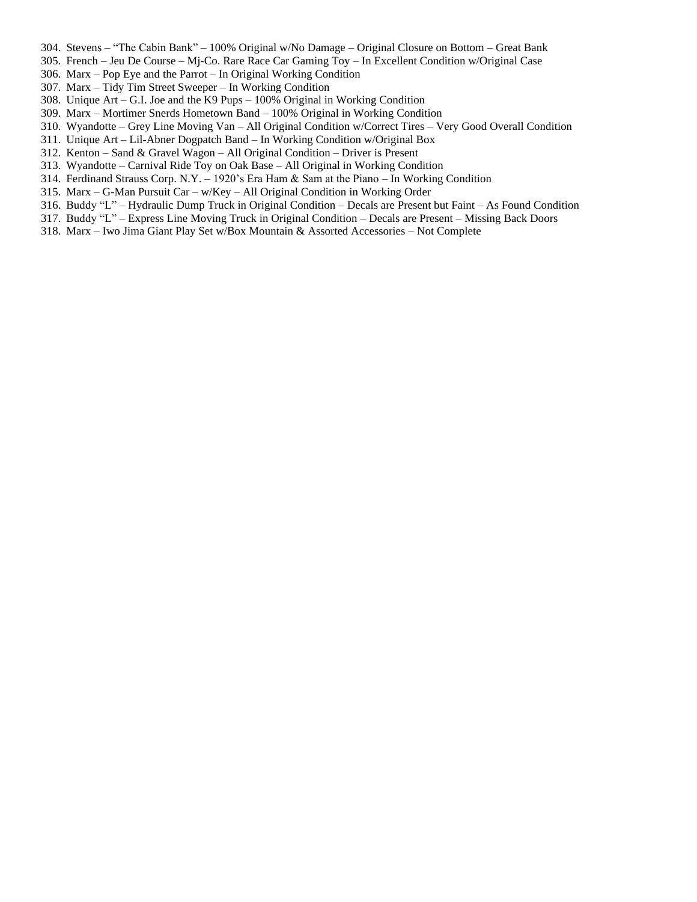304. Stevens – "The Cabin Bank" – 100% Original w/No Damage – Original Closure on Bottom – Great Bank
305. French – Jeu De Course – Mj-Co. Rare Race Car Gaming Toy – In Excellent Condition w/Original Case
306. Marx – Pop Eye and the Parrot – In Original Working Condition
307. Marx – Tidy Tim Street Sweeper – In Working Condition
308. Unique Art – G.I. Joe and the K9 Pups – 100% Original in Working Condition
309. Marx – Mortimer Snerds Hometown Band – 100% Original in Working Condition
310. Wyandotte – Grey Line Moving Van – All Original Condition w/Correct Tires – Very Good Overall Condition
311. Unique Art – Lil-Abner Dogpatch Band – In Working Condition w/Original Box
312. Kenton – Sand & Gravel Wagon – All Original Condition – Driver is Present
313. Wyandotte – Carnival Ride Toy on Oak Base – All Original in Working Condition
314. Ferdinand Strauss Corp. N.Y. – 1920's Era Ham & Sam at the Piano – In Working Condition
315. Marx – G-Man Pursuit Car – w/Key – All Original Condition in Working Order
316. Buddy "L" – Hydraulic Dump Truck in Original Condition – Decals are Present but Faint – As Found Condition
317. Buddy "L" – Express Line Moving Truck in Original Condition – Decals are Present – Missing Back Doors
318. Marx – Iwo Jima Giant Play Set w/Box Mountain & Assorted Accessories – Not Complete